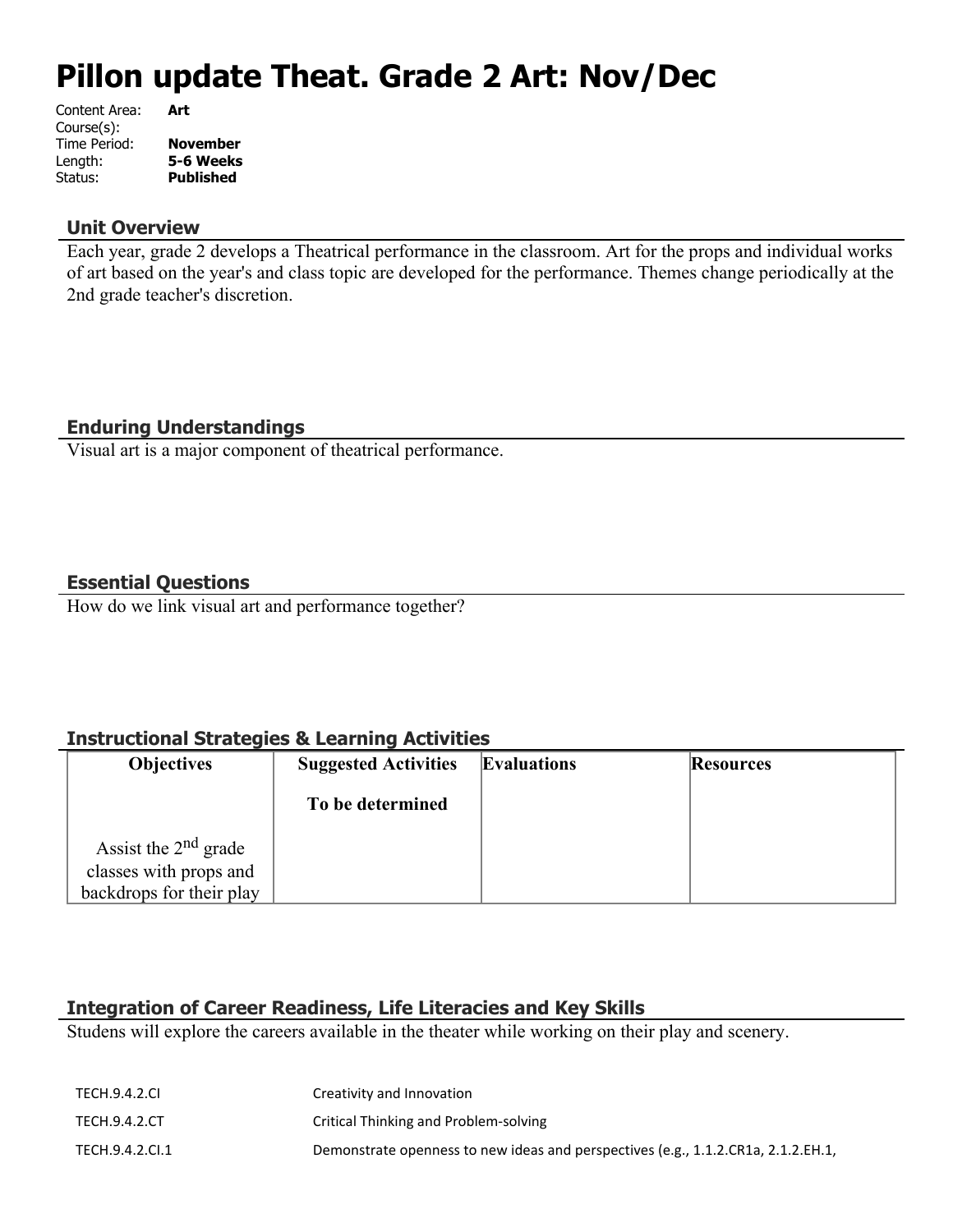# Pillon update Theat. Grade 2 Art: Nov/Dec

Content Area: **Art**
Course(s):
Time Period: **November**
Length: **5-6 Weeks**
Status: **Published**

## Unit Overview

Each year, grade 2 develops a Theatrical performance in the classroom. Art for the props and individual works of art based on the year's and class topic are developed for the performance. Themes change periodically at the 2nd grade teacher's discretion.

## Enduring Understandings

Visual art is a major component of theatrical performance.

## Essential Questions

How do we link visual art and performance together?

## Instructional Strategies & Learning Activities

| Objectives | Suggested Activities | Evaluations | Resources |
|---|---|---|---|
| Assist the 2nd grade classes with props and backdrops for their play | **To be determined** | | |

## Integration of Career Readiness, Life Literacies and Key Skills

Studens will explore the careers available in the theater while working on their play and scenery.

| | |
|---|---|
| TECH.9.4.2.CI | Creativity and Innovation |
| TECH.9.4.2.CT | Critical Thinking and Problem-solving |
| TECH.9.4.2.CI.1 | Demonstrate openness to new ideas and perspectives (e.g., 1.1.2.CR1a, 2.1.2.EH.1, |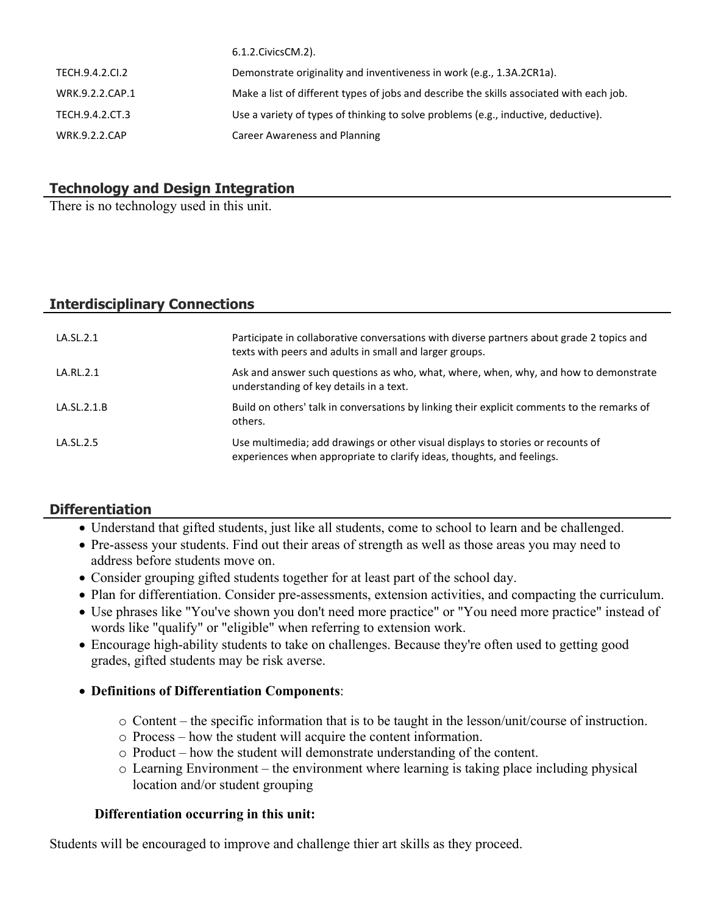| | |
|---|---|
| | 6.1.2.CivicsCM.2). |
| TECH.9.4.2.CI.2 | Demonstrate originality and inventiveness in work (e.g., 1.3A.2CR1a). |
| WRK.9.2.2.CAP.1 | Make a list of different types of jobs and describe the skills associated with each job. |
| TECH.9.4.2.CT.3 | Use a variety of types of thinking to solve problems (e.g., inductive, deductive). |
| WRK.9.2.2.CAP | Career Awareness and Planning |

## Technology and Design Integration

There is no technology used in this unit.

## Interdisciplinary Connections

| | |
|---|---|
| LA.SL.2.1 | Participate in collaborative conversations with diverse partners about grade 2 topics and texts with peers and adults in small and larger groups. |
| LA.RL.2.1 | Ask and answer such questions as who, what, where, when, why, and how to demonstrate understanding of key details in a text. |
| LA.SL.2.1.B | Build on others' talk in conversations by linking their explicit comments to the remarks of others. |
| LA.SL.2.5 | Use multimedia; add drawings or other visual displays to stories or recounts of experiences when appropriate to clarify ideas, thoughts, and feelings. |

## Differentiation

- Understand that gifted students, just like all students, come to school to learn and be challenged.
- Pre-assess your students. Find out their areas of strength as well as those areas you may need to address before students move on.
- Consider grouping gifted students together for at least part of the school day.
- Plan for differentiation. Consider pre-assessments, extension activities, and compacting the curriculum.
- Use phrases like "You've shown you don't need more practice" or "You need more practice" instead of words like "qualify" or "eligible" when referring to extension work.
- Encourage high-ability students to take on challenges. Because they're often used to getting good grades, gifted students may be risk averse.
- **Definitions of Differentiation Components**:
  - Content – the specific information that is to be taught in the lesson/unit/course of instruction.
  - Process – how the student will acquire the content information.
  - Product – how the student will demonstrate understanding of the content.
  - Learning Environment – the environment where learning is taking place including physical location and/or student grouping

**Differentiation occurring in this unit:**

Students will be encouraged to improve and challenge thier art skills as they proceed.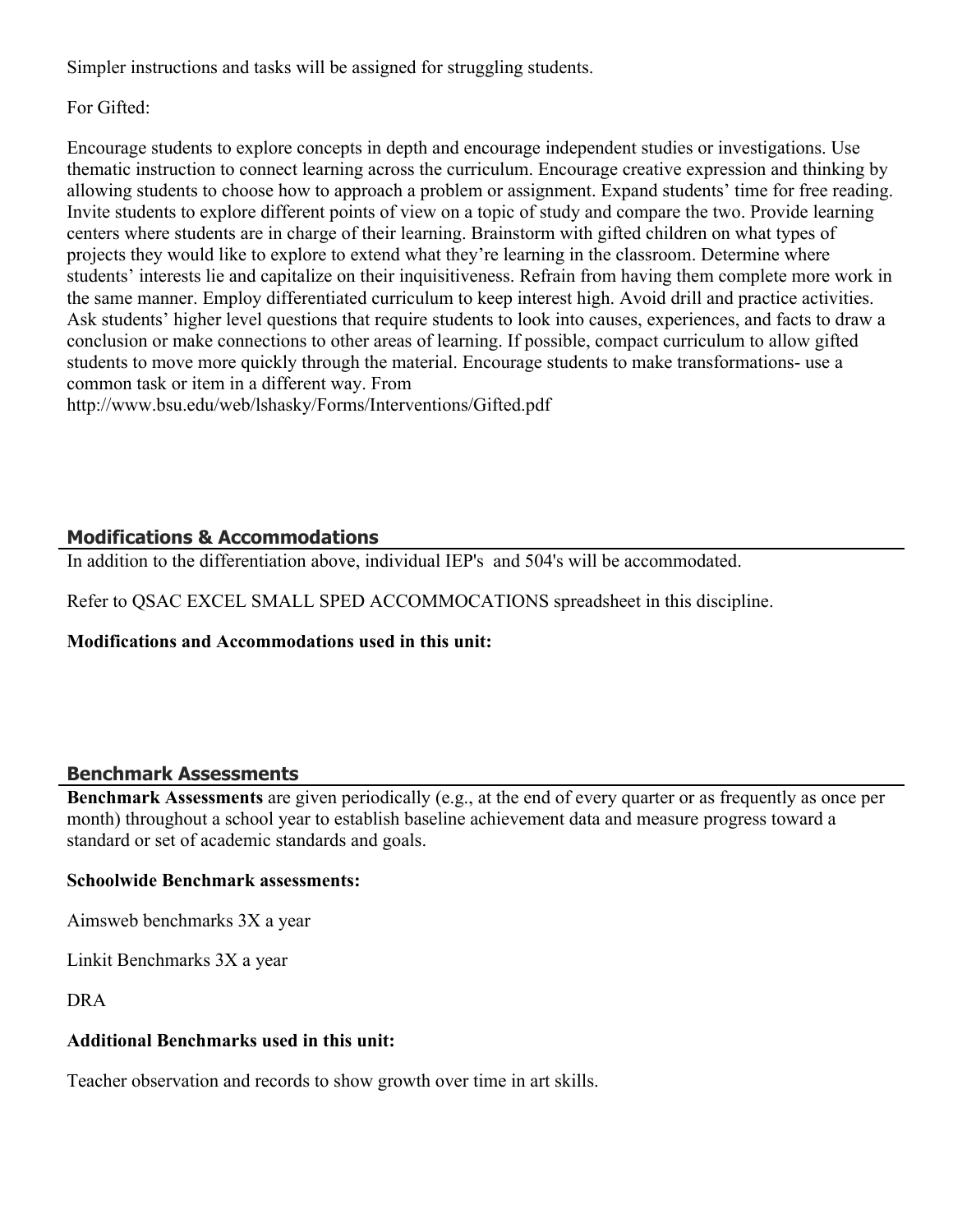Simpler instructions and tasks will be assigned for struggling students.

For Gifted:

Encourage students to explore concepts in depth and encourage independent studies or investigations. Use thematic instruction to connect learning across the curriculum. Encourage creative expression and thinking by allowing students to choose how to approach a problem or assignment. Expand students' time for free reading. Invite students to explore different points of view on a topic of study and compare the two. Provide learning centers where students are in charge of their learning. Brainstorm with gifted children on what types of projects they would like to explore to extend what they're learning in the classroom. Determine where students' interests lie and capitalize on their inquisitiveness. Refrain from having them complete more work in the same manner. Employ differentiated curriculum to keep interest high. Avoid drill and practice activities. Ask students' higher level questions that require students to look into causes, experiences, and facts to draw a conclusion or make connections to other areas of learning. If possible, compact curriculum to allow gifted students to move more quickly through the material. Encourage students to make transformations- use a common task or item in a different way. From http://www.bsu.edu/web/lshasky/Forms/Interventions/Gifted.pdf

## Modifications & Accommodations

In addition to the differentiation above, individual IEP's and 504's will be accommodated.

Refer to QSAC EXCEL SMALL SPED ACCOMMOCATIONS spreadsheet in this discipline.

**Modifications and Accommodations used in this unit:**

## Benchmark Assessments

**Benchmark Assessments** are given periodically (e.g., at the end of every quarter or as frequently as once per month) throughout a school year to establish baseline achievement data and measure progress toward a standard or set of academic standards and goals.

**Schoolwide Benchmark assessments:**

Aimsweb benchmarks 3X a year

Linkit Benchmarks 3X a year

DRA

**Additional Benchmarks used in this unit:**

Teacher observation and records to show growth over time in art skills.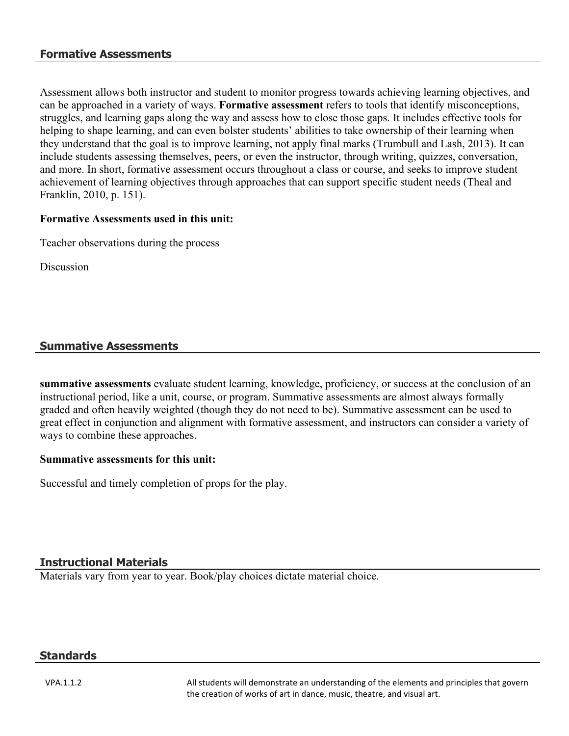## Formative Assessments

Assessment allows both instructor and student to monitor progress towards achieving learning objectives, and can be approached in a variety of ways. **Formative assessment** refers to tools that identify misconceptions, struggles, and learning gaps along the way and assess how to close those gaps. It includes effective tools for helping to shape learning, and can even bolster students' abilities to take ownership of their learning when they understand that the goal is to improve learning, not apply final marks (Trumbull and Lash, 2013). It can include students assessing themselves, peers, or even the instructor, through writing, quizzes, conversation, and more. In short, formative assessment occurs throughout a class or course, and seeks to improve student achievement of learning objectives through approaches that can support specific student needs (Theal and Franklin, 2010, p. 151).

**Formative Assessments used in this unit:**

Teacher observations during the process

Discussion

## Summative Assessments

**summative assessments** evaluate student learning, knowledge, proficiency, or success at the conclusion of an instructional period, like a unit, course, or program. Summative assessments are almost always formally graded and often heavily weighted (though they do not need to be). Summative assessment can be used to great effect in conjunction and alignment with formative assessment, and instructors can consider a variety of ways to combine these approaches.

**Summative assessments for this unit:**

Successful and timely completion of props for the play.

## Instructional Materials

Materials vary from year to year. Book/play choices dictate material choice.

## Standards

| | |
|---|---|
| VPA.1.1.2 | All students will demonstrate an understanding of the elements and principles that govern the creation of works of art in dance, music, theatre, and visual art. |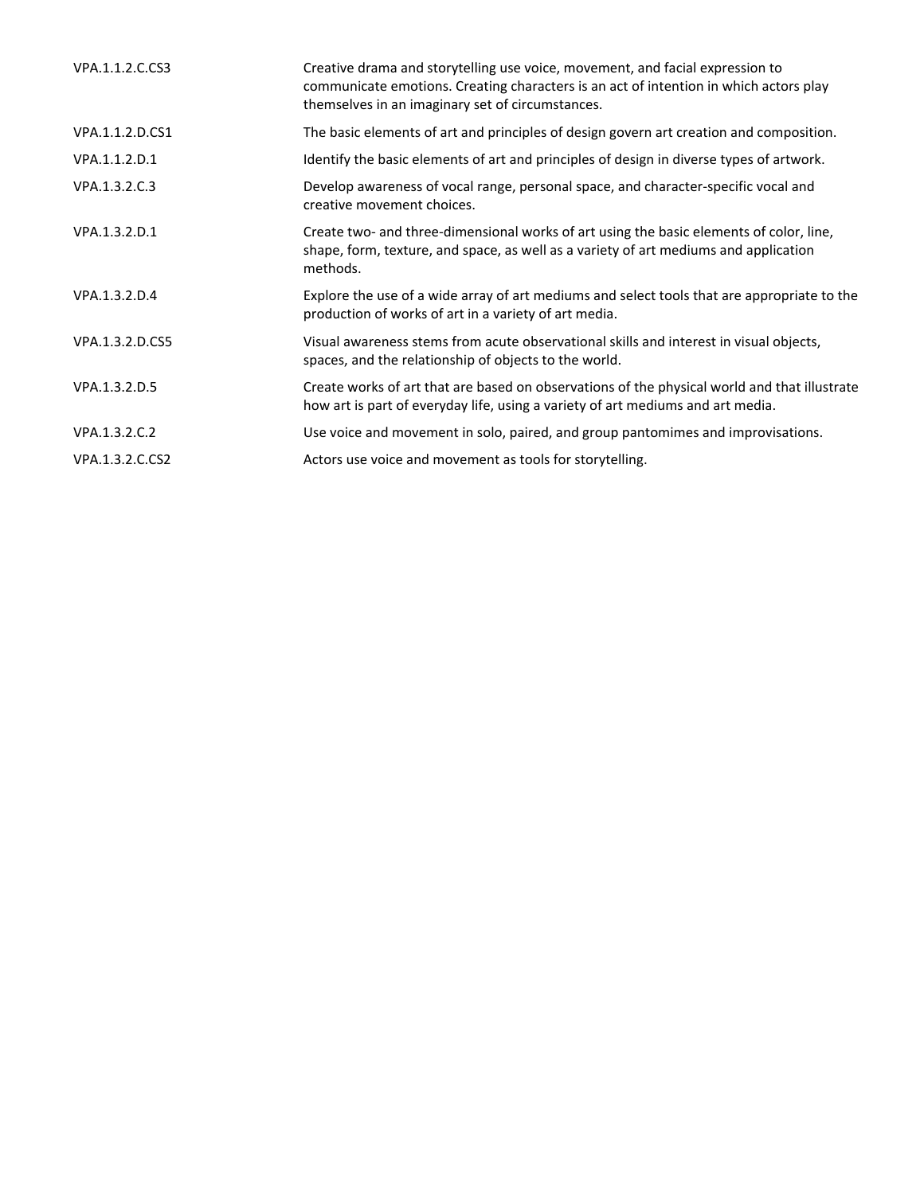| | |
|---|---|
| VPA.1.1.2.C.CS3 | Creative drama and storytelling use voice, movement, and facial expression to communicate emotions. Creating characters is an act of intention in which actors play themselves in an imaginary set of circumstances. |
| VPA.1.1.2.D.CS1 | The basic elements of art and principles of design govern art creation and composition. |
| VPA.1.1.2.D.1 | Identify the basic elements of art and principles of design in diverse types of artwork. |
| VPA.1.3.2.C.3 | Develop awareness of vocal range, personal space, and character-specific vocal and creative movement choices. |
| VPA.1.3.2.D.1 | Create two- and three-dimensional works of art using the basic elements of color, line, shape, form, texture, and space, as well as a variety of art mediums and application methods. |
| VPA.1.3.2.D.4 | Explore the use of a wide array of art mediums and select tools that are appropriate to the production of works of art in a variety of art media. |
| VPA.1.3.2.D.CS5 | Visual awareness stems from acute observational skills and interest in visual objects, spaces, and the relationship of objects to the world. |
| VPA.1.3.2.D.5 | Create works of art that are based on observations of the physical world and that illustrate how art is part of everyday life, using a variety of art mediums and art media. |
| VPA.1.3.2.C.2 | Use voice and movement in solo, paired, and group pantomimes and improvisations. |
| VPA.1.3.2.C.CS2 | Actors use voice and movement as tools for storytelling. |